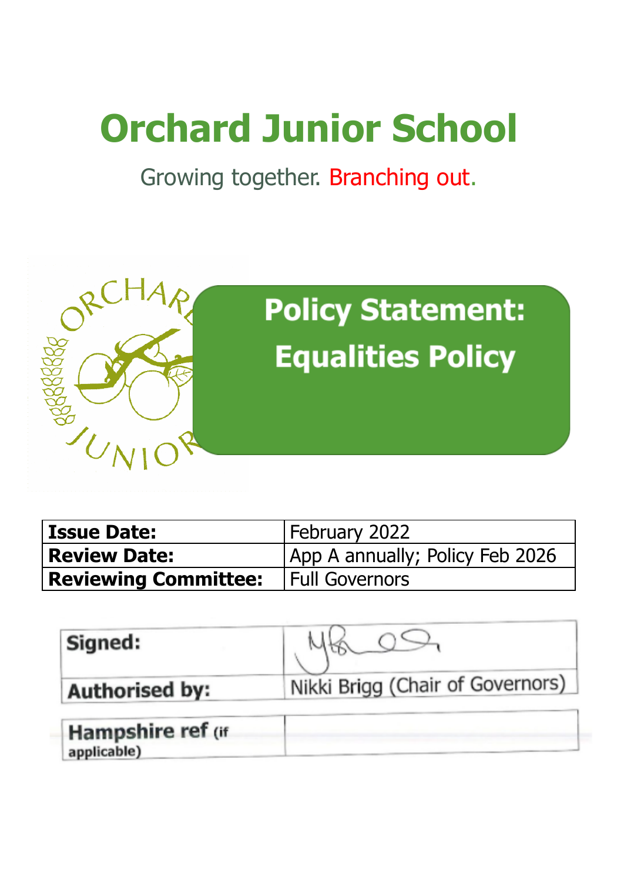# Orchard Junior School

Growing together. Branching out.

## Policy Statement: Equalities Policy

| Issue Date: | February 2022 |
| --- | --- |
| Review Date: | App A annually; Policy Feb 2026 |
| Reviewing Committee: | Full Governors |

| Signed: | |
| --- | --- |
| Authorised by: | Nikki Brigg (Chair of Governors) |

| Hampshire ref (if applicable) | |
| --- | --- |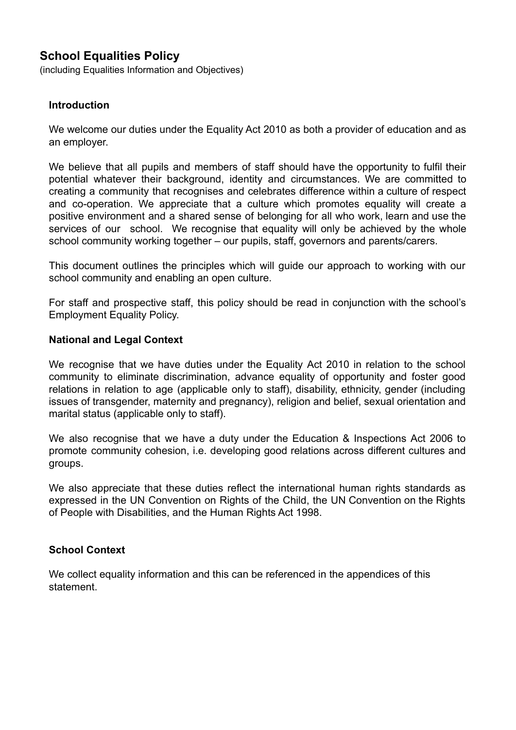## School Equalities Policy

(including Equalities Information and Objectives)

### Introduction

We welcome our duties under the Equality Act 2010 as both a provider of education and as an employer.

We believe that all pupils and members of staff should have the opportunity to fulfil their potential whatever their background, identity and circumstances. We are committed to creating a community that recognises and celebrates difference within a culture of respect and co-operation. We appreciate that a culture which promotes equality will create a positive environment and a shared sense of belonging for all who work, learn and use the services of our school. We recognise that equality will only be achieved by the whole school community working together – our pupils, staff, governors and parents/carers.

This document outlines the principles which will guide our approach to working with our school community and enabling an open culture.

For staff and prospective staff, this policy should be read in conjunction with the school's Employment Equality Policy.

### National and Legal Context

We recognise that we have duties under the Equality Act 2010 in relation to the school community to eliminate discrimination, advance equality of opportunity and foster good relations in relation to age (applicable only to staff), disability, ethnicity, gender (including issues of transgender, maternity and pregnancy), religion and belief, sexual orientation and marital status (applicable only to staff).

We also recognise that we have a duty under the Education & Inspections Act 2006 to promote community cohesion, i.e. developing good relations across different cultures and groups.

We also appreciate that these duties reflect the international human rights standards as expressed in the UN Convention on Rights of the Child, the UN Convention on the Rights of People with Disabilities, and the Human Rights Act 1998.

### School Context

We collect equality information and this can be referenced in the appendices of this statement.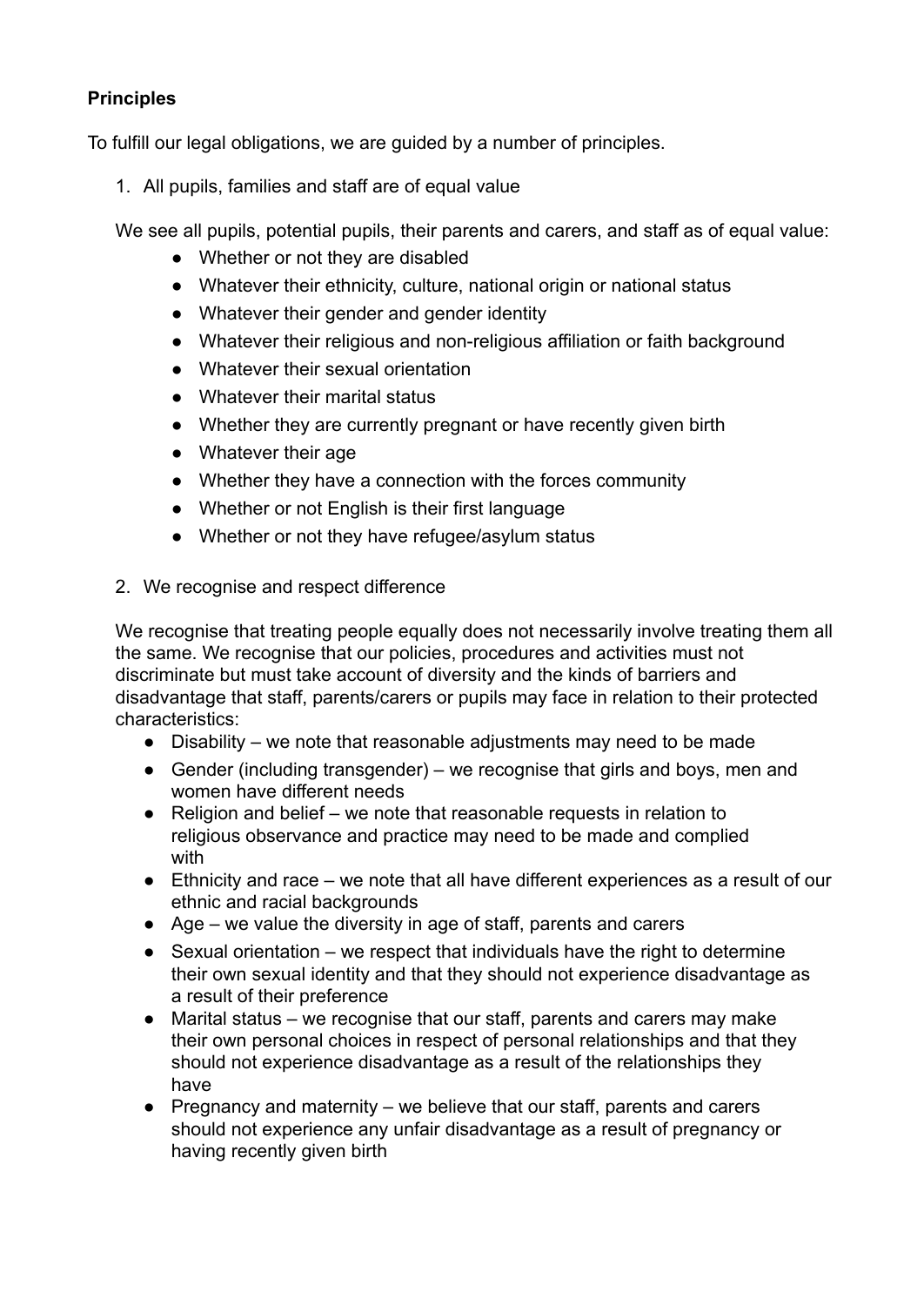**Principles**

To fulfill our legal obligations, we are guided by a number of principles.

1. All pupils, families and staff are of equal value

We see all pupils, potential pupils, their parents and carers, and staff as of equal value:

- Whether or not they are disabled
- Whatever their ethnicity, culture, national origin or national status
- Whatever their gender and gender identity
- Whatever their religious and non-religious affiliation or faith background
- Whatever their sexual orientation
- Whatever their marital status
- Whether they are currently pregnant or have recently given birth
- Whatever their age
- Whether they have a connection with the forces community
- Whether or not English is their first language
- Whether or not they have refugee/asylum status

2. We recognise and respect difference

We recognise that treating people equally does not necessarily involve treating them all the same. We recognise that our policies, procedures and activities must not discriminate but must take account of diversity and the kinds of barriers and disadvantage that staff, parents/carers or pupils may face in relation to their protected characteristics:

- Disability – we note that reasonable adjustments may need to be made
- Gender (including transgender) – we recognise that girls and boys, men and women have different needs
- Religion and belief – we note that reasonable requests in relation to religious observance and practice may need to be made and complied with
- Ethnicity and race – we note that all have different experiences as a result of our ethnic and racial backgrounds
- Age – we value the diversity in age of staff, parents and carers
- Sexual orientation – we respect that individuals have the right to determine their own sexual identity and that they should not experience disadvantage as a result of their preference
- Marital status – we recognise that our staff, parents and carers may make their own personal choices in respect of personal relationships and that they should not experience disadvantage as a result of the relationships they have
- Pregnancy and maternity – we believe that our staff, parents and carers should not experience any unfair disadvantage as a result of pregnancy or having recently given birth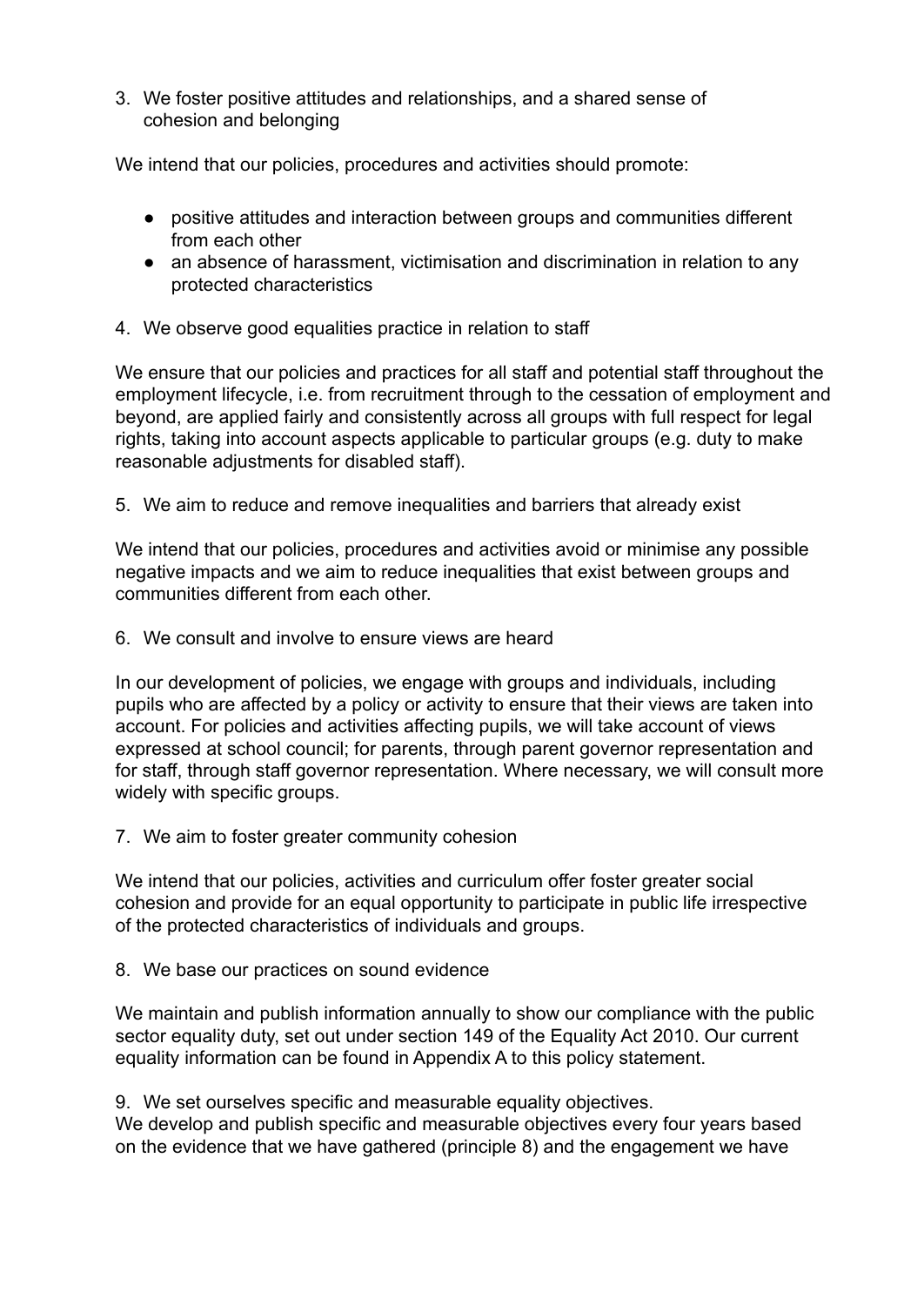3. We foster positive attitudes and relationships, and a shared sense of cohesion and belonging

We intend that our policies, procedures and activities should promote:

- positive attitudes and interaction between groups and communities different from each other
- an absence of harassment, victimisation and discrimination in relation to any protected characteristics

4. We observe good equalities practice in relation to staff

We ensure that our policies and practices for all staff and potential staff throughout the employment lifecycle, i.e. from recruitment through to the cessation of employment and beyond, are applied fairly and consistently across all groups with full respect for legal rights, taking into account aspects applicable to particular groups (e.g. duty to make reasonable adjustments for disabled staff).

5. We aim to reduce and remove inequalities and barriers that already exist

We intend that our policies, procedures and activities avoid or minimise any possible negative impacts and we aim to reduce inequalities that exist between groups and communities different from each other.

6. We consult and involve to ensure views are heard

In our development of policies, we engage with groups and individuals, including pupils who are affected by a policy or activity to ensure that their views are taken into account. For policies and activities affecting pupils, we will take account of views expressed at school council; for parents, through parent governor representation and for staff, through staff governor representation. Where necessary, we will consult more widely with specific groups.

7. We aim to foster greater community cohesion

We intend that our policies, activities and curriculum offer foster greater social cohesion and provide for an equal opportunity to participate in public life irrespective of the protected characteristics of individuals and groups.

8. We base our practices on sound evidence

We maintain and publish information annually to show our compliance with the public sector equality duty, set out under section 149 of the Equality Act 2010. Our current equality information can be found in Appendix A to this policy statement.

9. We set ourselves specific and measurable equality objectives.

We develop and publish specific and measurable objectives every four years based on the evidence that we have gathered (principle 8) and the engagement we have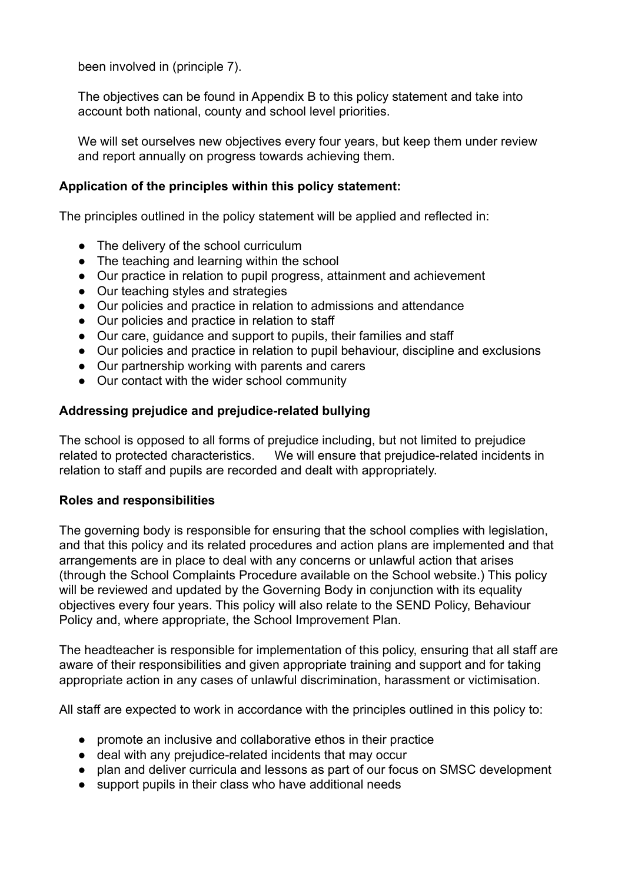been involved in (principle 7).

The objectives can be found in Appendix B to this policy statement and take into account both national, county and school level priorities.

We will set ourselves new objectives every four years, but keep them under review and report annually on progress towards achieving them.

**Application of the principles within this policy statement:**

The principles outlined in the policy statement will be applied and reflected in:

- The delivery of the school curriculum
- The teaching and learning within the school
- Our practice in relation to pupil progress, attainment and achievement
- Our teaching styles and strategies
- Our policies and practice in relation to admissions and attendance
- Our policies and practice in relation to staff
- Our care, guidance and support to pupils, their families and staff
- Our policies and practice in relation to pupil behaviour, discipline and exclusions
- Our partnership working with parents and carers
- Our contact with the wider school community

**Addressing prejudice and prejudice-related bullying**

The school is opposed to all forms of prejudice including, but not limited to prejudice related to protected characteristics. We will ensure that prejudice-related incidents in relation to staff and pupils are recorded and dealt with appropriately.

**Roles and responsibilities**

The governing body is responsible for ensuring that the school complies with legislation, and that this policy and its related procedures and action plans are implemented and that arrangements are in place to deal with any concerns or unlawful action that arises (through the School Complaints Procedure available on the School website.) This policy will be reviewed and updated by the Governing Body in conjunction with its equality objectives every four years. This policy will also relate to the SEND Policy, Behaviour Policy and, where appropriate, the School Improvement Plan.

The headteacher is responsible for implementation of this policy, ensuring that all staff are aware of their responsibilities and given appropriate training and support and for taking appropriate action in any cases of unlawful discrimination, harassment or victimisation.

All staff are expected to work in accordance with the principles outlined in this policy to:

- promote an inclusive and collaborative ethos in their practice
- deal with any prejudice-related incidents that may occur
- plan and deliver curricula and lessons as part of our focus on SMSC development
- support pupils in their class who have additional needs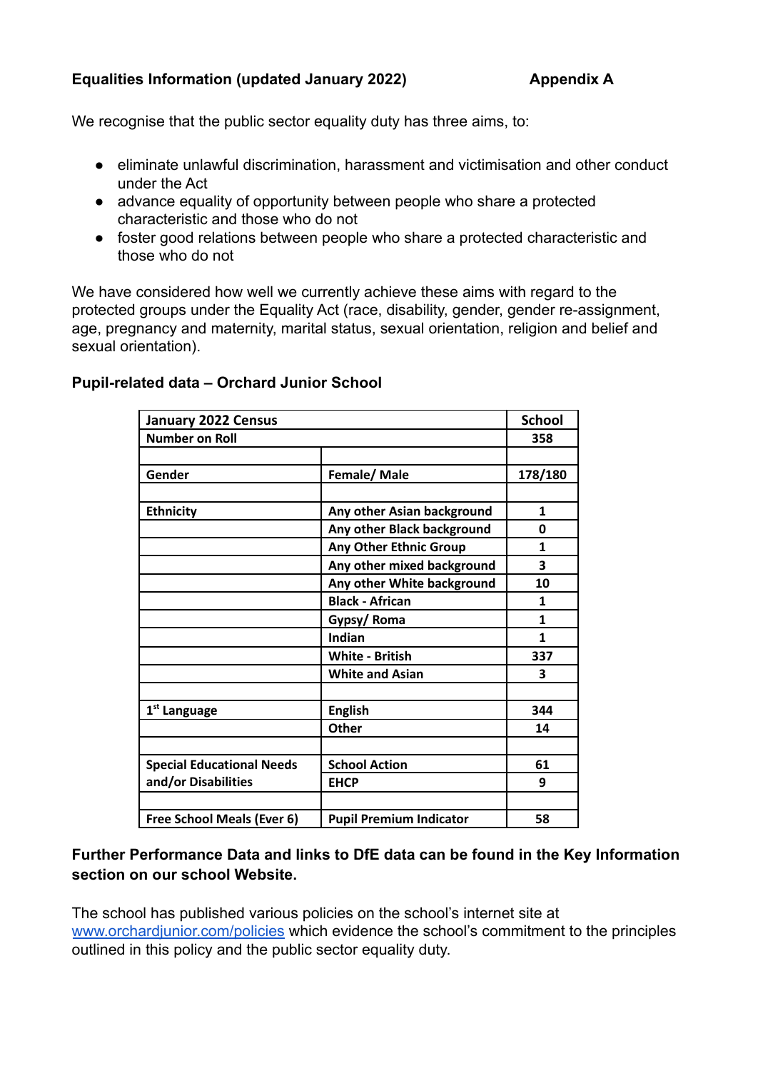**Equalities Information (updated January 2022)** **Appendix A**

We recognise that the public sector equality duty has three aims, to:

- eliminate unlawful discrimination, harassment and victimisation and other conduct under the Act
- advance equality of opportunity between people who share a protected characteristic and those who do not
- foster good relations between people who share a protected characteristic and those who do not

We have considered how well we currently achieve these aims with regard to the protected groups under the Equality Act (race, disability, gender, gender re-assignment, age, pregnancy and maternity, marital status, sexual orientation, religion and belief and sexual orientation).

**Pupil-related data – Orchard Junior School**

| January 2022 Census | | School |
|---|---|---|
| **Number on Roll** | | **358** |
| | | |
| **Gender** | **Female/ Male** | **178/180** |
| | | |
| **Ethnicity** | **Any other Asian background** | **1** |
| | **Any other Black background** | **0** |
| | **Any Other Ethnic Group** | **1** |
| | **Any other mixed background** | **3** |
| | **Any other White background** | **10** |
| | **Black - African** | **1** |
| | **Gypsy/ Roma** | **1** |
| | **Indian** | **1** |
| | **White - British** | **337** |
| | **White and Asian** | **3** |
| | | |
| **1st Language** | **English** | **344** |
| | **Other** | **14** |
| | | |
| **Special Educational Needs and/or Disabilities** | **School Action** | **61** |
| | **EHCP** | **9** |
| | | |
| **Free School Meals (Ever 6)** | **Pupil Premium Indicator** | **58** |

**Further Performance Data and links to DfE data can be found in the Key Information section on our school Website.**

The school has published various policies on the school's internet site at [www.orchardjunior.com/policies](http://www.orchardjunior.com/policies) which evidence the school's commitment to the principles outlined in this policy and the public sector equality duty.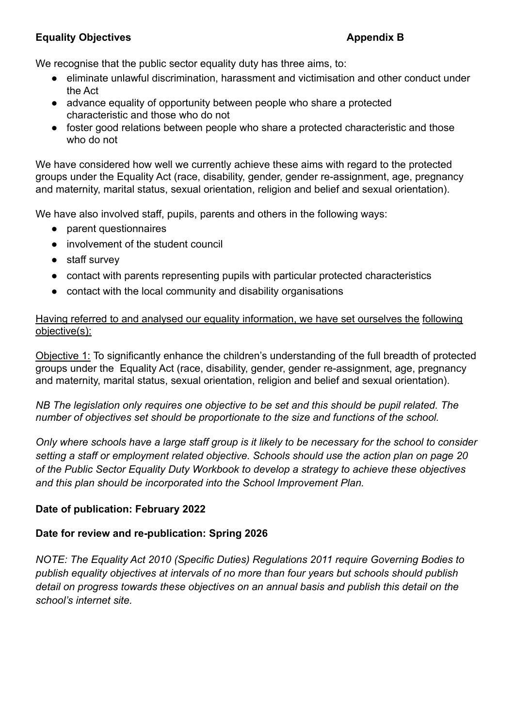**Equality Objectives** **Appendix B**

We recognise that the public sector equality duty has three aims, to:

- eliminate unlawful discrimination, harassment and victimisation and other conduct under the Act
- advance equality of opportunity between people who share a protected characteristic and those who do not
- foster good relations between people who share a protected characteristic and those who do not

We have considered how well we currently achieve these aims with regard to the protected groups under the Equality Act (race, disability, gender, gender re-assignment, age, pregnancy and maternity, marital status, sexual orientation, religion and belief and sexual orientation).

We have also involved staff, pupils, parents and others in the following ways:

- parent questionnaires
- involvement of the student council
- staff survey
- contact with parents representing pupils with particular protected characteristics
- contact with the local community and disability organisations

Having referred to and analysed our equality information, we have set ourselves the following objective(s):

Objective 1: To significantly enhance the children's understanding of the full breadth of protected groups under the Equality Act (race, disability, gender, gender re-assignment, age, pregnancy and maternity, marital status, sexual orientation, religion and belief and sexual orientation).

*NB The legislation only requires one objective to be set and this should be pupil related. The number of objectives set should be proportionate to the size and functions of the school.*

*Only where schools have a large staff group is it likely to be necessary for the school to consider setting a staff or employment related objective. Schools should use the action plan on page 20 of the Public Sector Equality Duty Workbook to develop a strategy to achieve these objectives and this plan should be incorporated into the School Improvement Plan.*

**Date of publication: February 2022**

**Date for review and re-publication: Spring 2026**

*NOTE: The Equality Act 2010 (Specific Duties) Regulations 2011 require Governing Bodies to publish equality objectives at intervals of no more than four years but schools should publish detail on progress towards these objectives on an annual basis and publish this detail on the school's internet site.*